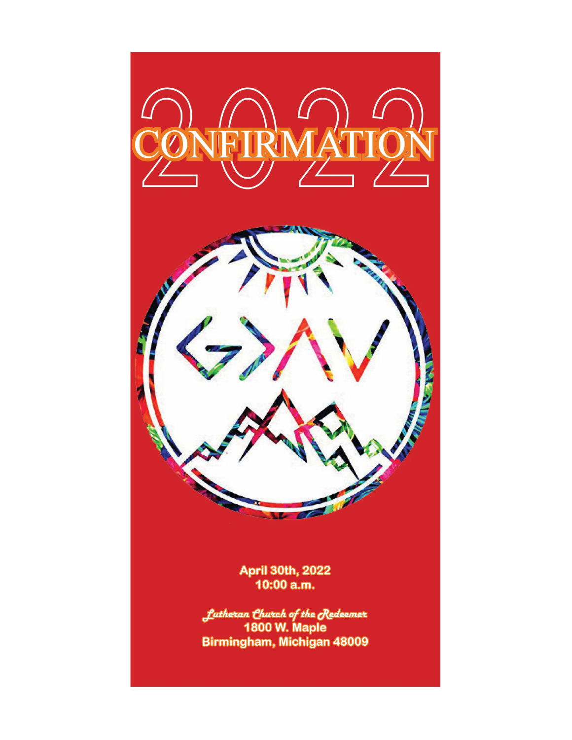# 2022 CONFIRMATION

April 30th, 2022
10:00 a.m.

*Lutheran Church of the Redeemer*
1800 W. Maple
Birmingham, Michigan 48009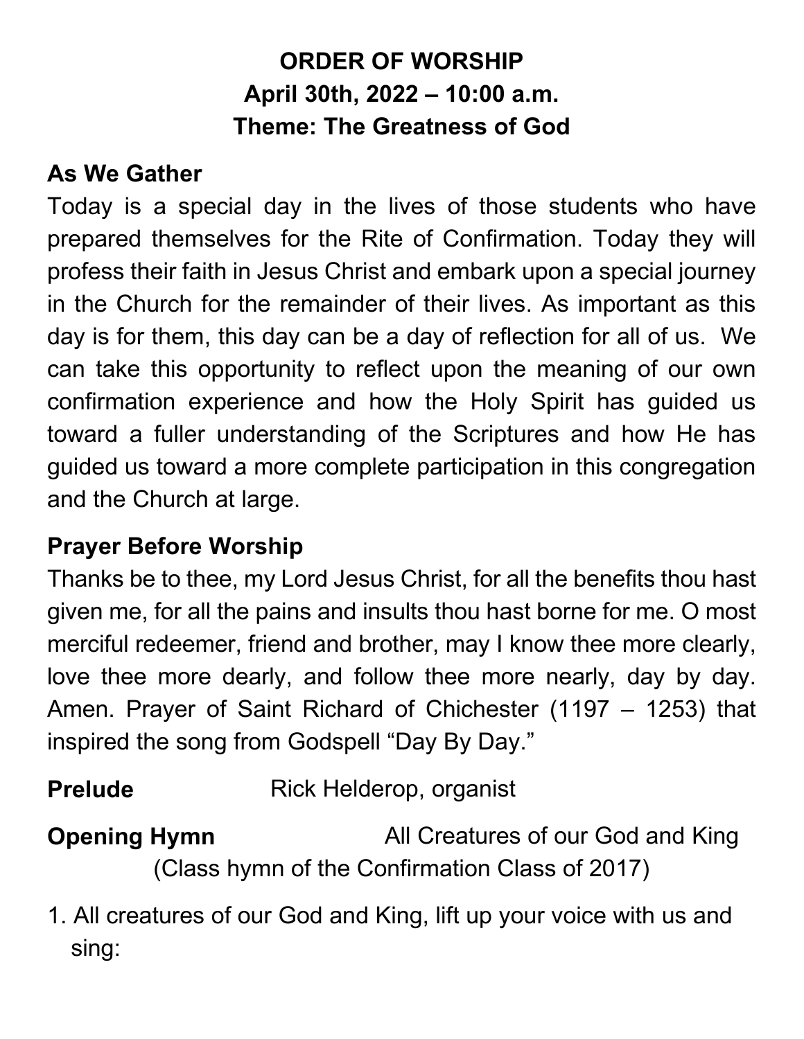# ORDER OF WORSHIP
## April 30th, 2022 – 10:00 a.m.
## Theme: The Greatness of God

### As We Gather

Today is a special day in the lives of those students who have prepared themselves for the Rite of Confirmation. Today they will profess their faith in Jesus Christ and embark upon a special journey in the Church for the remainder of their lives. As important as this day is for them, this day can be a day of reflection for all of us. We can take this opportunity to reflect upon the meaning of our own confirmation experience and how the Holy Spirit has guided us toward a fuller understanding of the Scriptures and how He has guided us toward a more complete participation in this congregation and the Church at large.

### Prayer Before Worship

Thanks be to thee, my Lord Jesus Christ, for all the benefits thou hast given me, for all the pains and insults thou hast borne for me. O most merciful redeemer, friend and brother, may I know thee more clearly, love thee more dearly, and follow thee more nearly, day by day. Amen. Prayer of Saint Richard of Chichester (1197 – 1253) that inspired the song from Godspell "Day By Day."

**Prelude** Rick Helderop, organist

**Opening Hymn** All Creatures of our God and King
(Class hymn of the Confirmation Class of 2017)

1. All creatures of our God and King, lift up your voice with us and sing: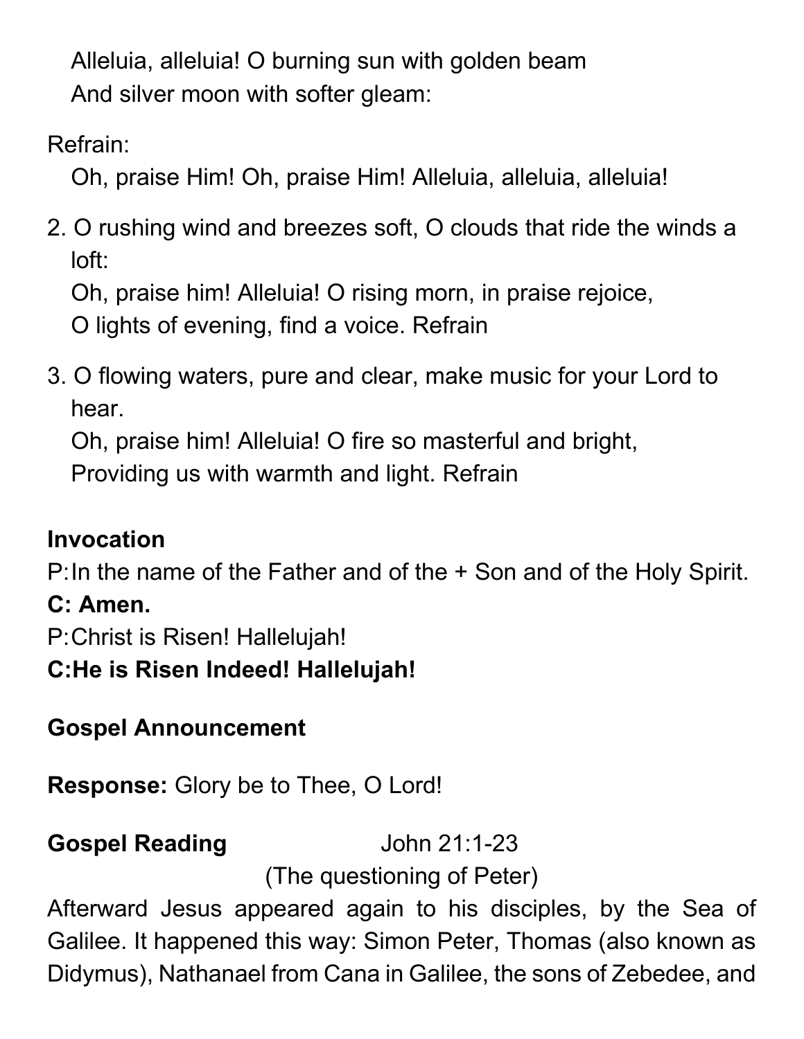Alleluia, alleluia! O burning sun with golden beam
And silver moon with softer gleam:

Refrain:
Oh, praise Him! Oh, praise Him! Alleluia, alleluia, alleluia!

2. O rushing wind and breezes soft, O clouds that ride the winds a loft:
   Oh, praise him! Alleluia! O rising morn, in praise rejoice,
   O lights of evening, find a voice. Refrain

3. O flowing waters, pure and clear, make music for your Lord to hear.
   Oh, praise him! Alleluia! O fire so masterful and bright,
   Providing us with warmth and light. Refrain

**Invocation**

P: In the name of the Father and of the + Son and of the Holy Spirit.

**C: Amen.**

P: Christ is Risen! Hallelujah!

**C: He is Risen Indeed! Hallelujah!**

**Gospel Announcement**

**Response:** Glory be to Thee, O Lord!

**Gospel Reading** John 21:1-23

(The questioning of Peter)

Afterward Jesus appeared again to his disciples, by the Sea of Galilee. It happened this way: Simon Peter, Thomas (also known as Didymus), Nathanael from Cana in Galilee, the sons of Zebedee, and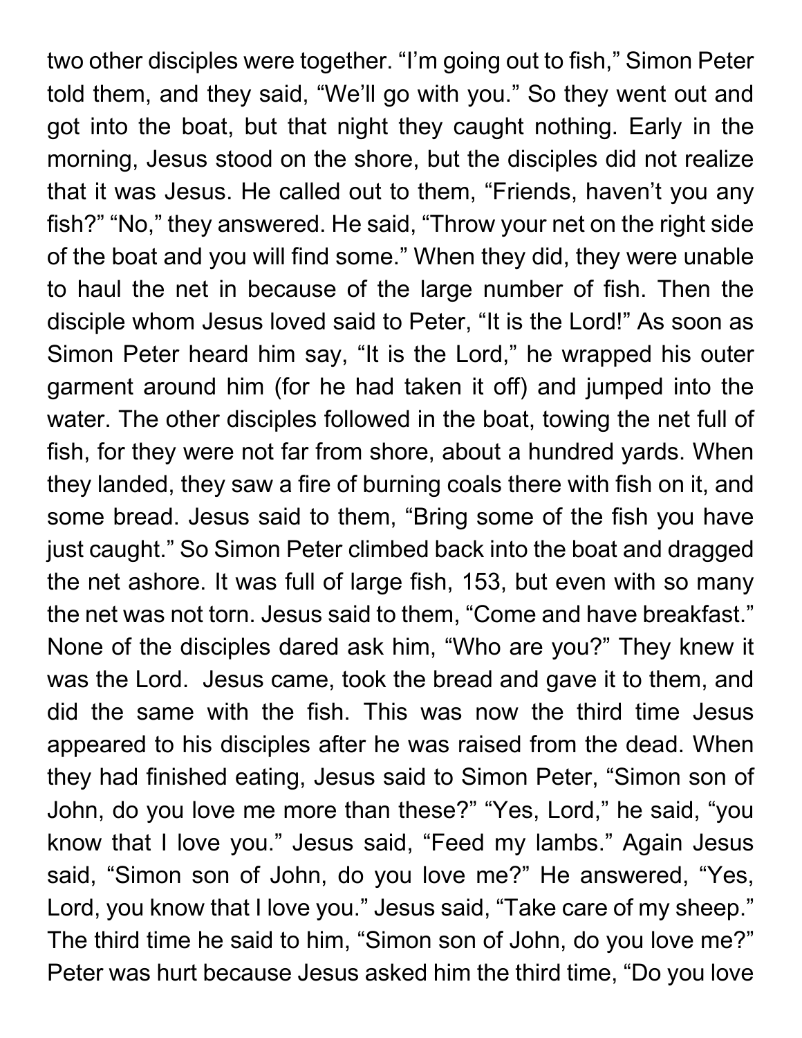two other disciples were together. “I’m going out to fish,” Simon Peter told them, and they said, “We’ll go with you.” So they went out and got into the boat, but that night they caught nothing. Early in the morning, Jesus stood on the shore, but the disciples did not realize that it was Jesus. He called out to them, “Friends, haven’t you any fish?” “No,” they answered. He said, “Throw your net on the right side of the boat and you will find some.” When they did, they were unable to haul the net in because of the large number of fish. Then the disciple whom Jesus loved said to Peter, “It is the Lord!” As soon as Simon Peter heard him say, “It is the Lord,” he wrapped his outer garment around him (for he had taken it off) and jumped into the water. The other disciples followed in the boat, towing the net full of fish, for they were not far from shore, about a hundred yards. When they landed, they saw a fire of burning coals there with fish on it, and some bread. Jesus said to them, “Bring some of the fish you have just caught.” So Simon Peter climbed back into the boat and dragged the net ashore. It was full of large fish, 153, but even with so many the net was not torn. Jesus said to them, “Come and have breakfast.” None of the disciples dared ask him, “Who are you?” They knew it was the Lord. Jesus came, took the bread and gave it to them, and did the same with the fish. This was now the third time Jesus appeared to his disciples after he was raised from the dead. When they had finished eating, Jesus said to Simon Peter, “Simon son of John, do you love me more than these?” “Yes, Lord,” he said, “you know that I love you.” Jesus said, “Feed my lambs.” Again Jesus said, “Simon son of John, do you love me?” He answered, “Yes, Lord, you know that I love you.” Jesus said, “Take care of my sheep.” The third time he said to him, “Simon son of John, do you love me?” Peter was hurt because Jesus asked him the third time, “Do you love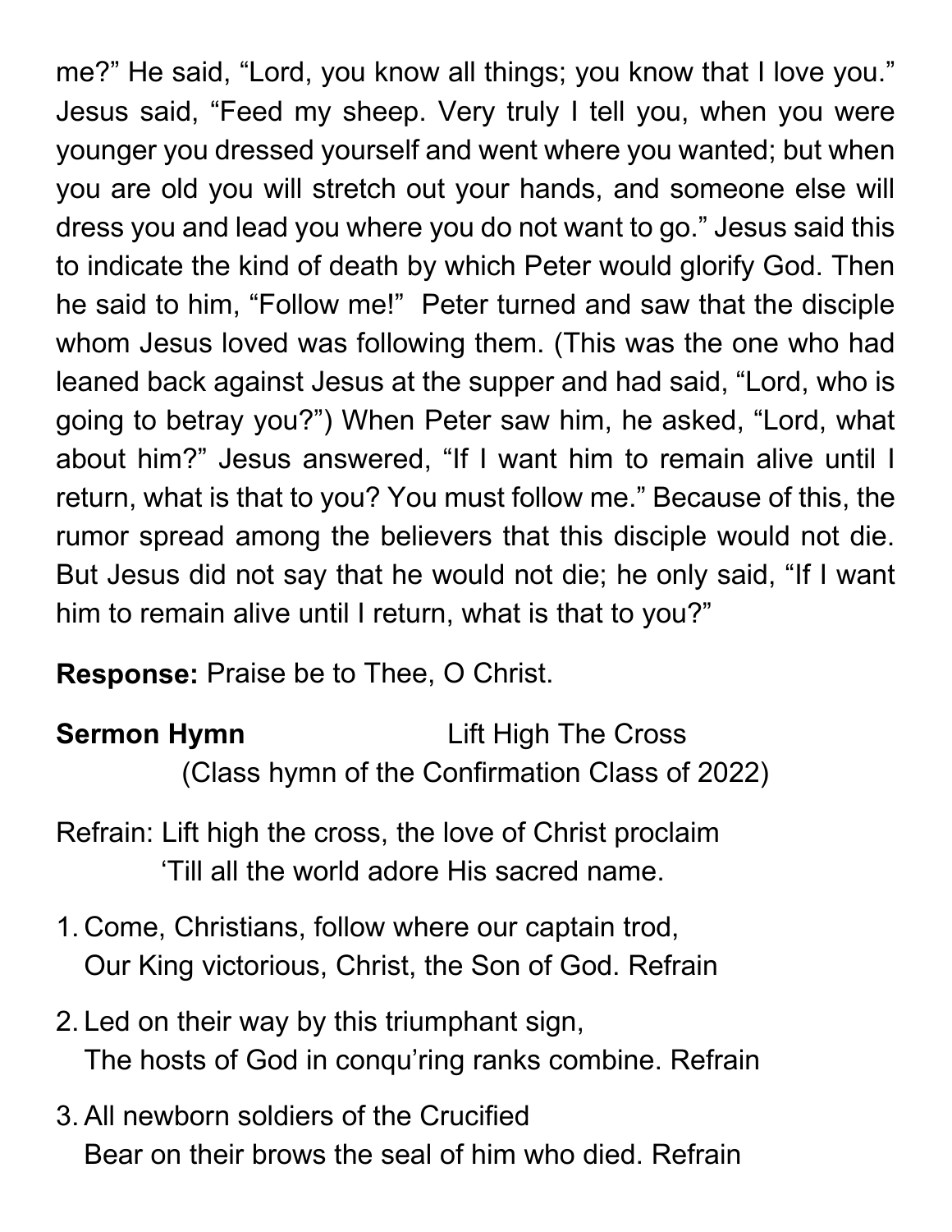me?" He said, "Lord, you know all things; you know that I love you." Jesus said, "Feed my sheep. Very truly I tell you, when you were younger you dressed yourself and went where you wanted; but when you are old you will stretch out your hands, and someone else will dress you and lead you where you do not want to go." Jesus said this to indicate the kind of death by which Peter would glorify God. Then he said to him, "Follow me!" Peter turned and saw that the disciple whom Jesus loved was following them. (This was the one who had leaned back against Jesus at the supper and had said, "Lord, who is going to betray you?") When Peter saw him, he asked, "Lord, what about him?" Jesus answered, "If I want him to remain alive until I return, what is that to you? You must follow me." Because of this, the rumor spread among the believers that this disciple would not die. But Jesus did not say that he would not die; he only said, "If I want him to remain alive until I return, what is that to you?"

**Response:** Praise be to Thee, O Christ.

**Sermon Hymn** Lift High The Cross
(Class hymn of the Confirmation Class of 2022)

Refrain: Lift high the cross, the love of Christ proclaim
'Till all the world adore His sacred name.

1. Come, Christians, follow where our captain trod,
   Our King victorious, Christ, the Son of God. Refrain

2. Led on their way by this triumphant sign,
   The hosts of God in conqu'ring ranks combine. Refrain

3. All newborn soldiers of the Crucified
   Bear on their brows the seal of him who died. Refrain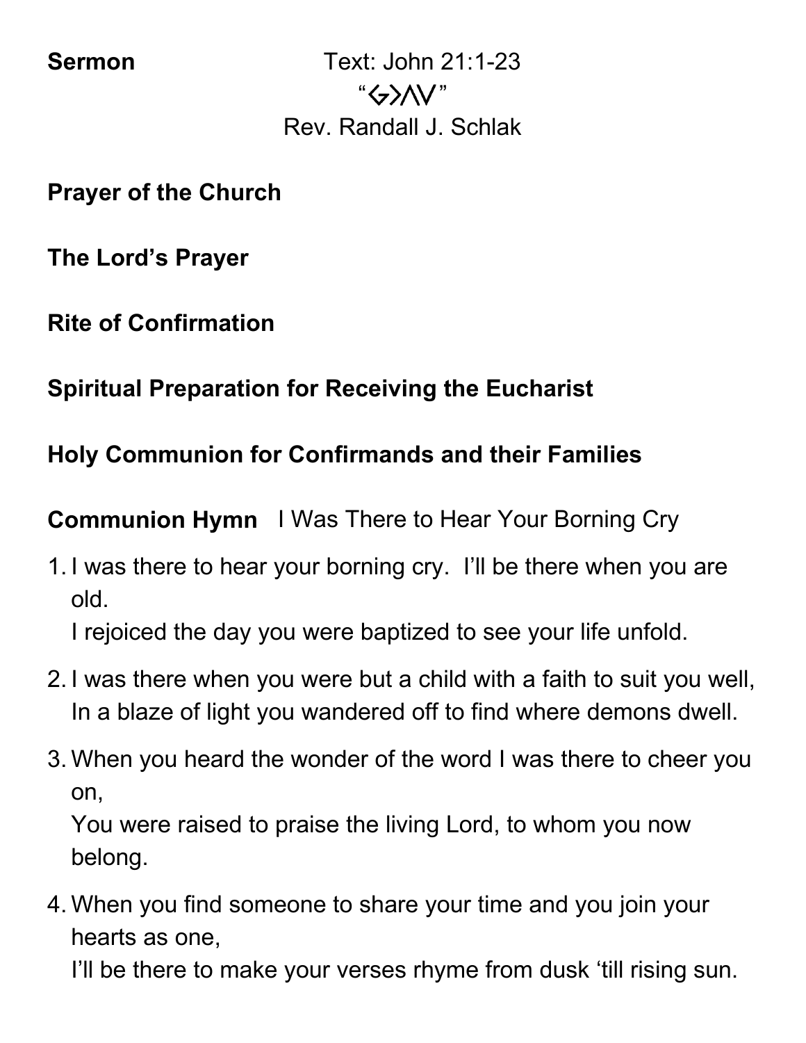**Sermon** Text: John 21:1-23

"G>ΛV"

Rev. Randall J. Schlak

**Prayer of the Church**

**The Lord's Prayer**

**Rite of Confirmation**

**Spiritual Preparation for Receiving the Eucharist**

**Holy Communion for Confirmands and their Families**

**Communion Hymn** I Was There to Hear Your Borning Cry

1. I was there to hear your borning cry. I'll be there when you are old.
   I rejoiced the day you were baptized to see your life unfold.
2. I was there when you were but a child with a faith to suit you well,
   In a blaze of light you wandered off to find where demons dwell.
3. When you heard the wonder of the word I was there to cheer you on,
   You were raised to praise the living Lord, to whom you now belong.
4. When you find someone to share your time and you join your hearts as one,
   I'll be there to make your verses rhyme from dusk 'till rising sun.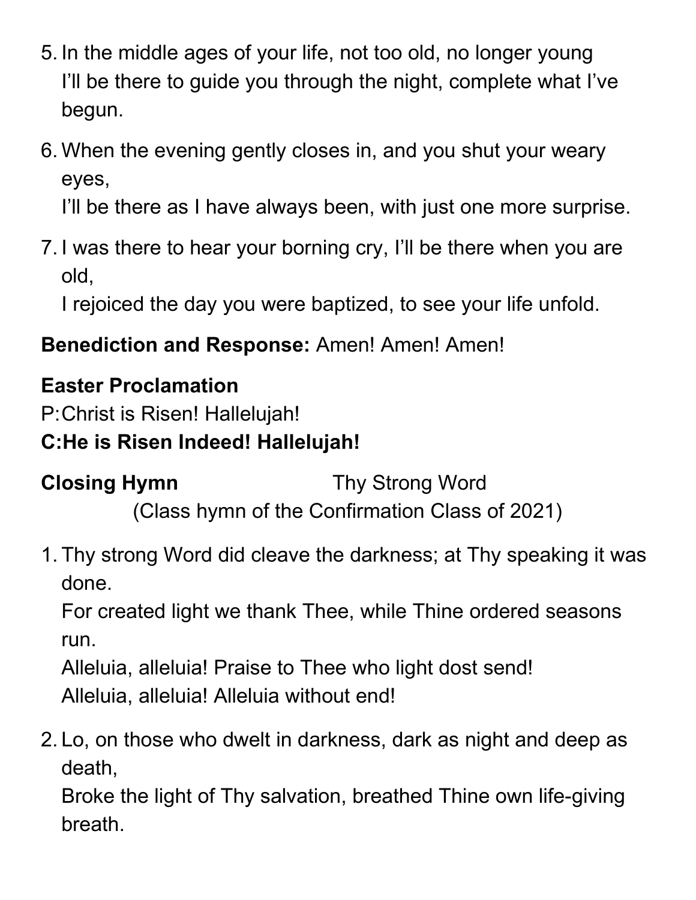5. In the middle ages of your life, not too old, no longer young
   I'll be there to guide you through the night, complete what I've begun.

6. When the evening gently closes in, and you shut your weary eyes,
   I'll be there as I have always been, with just one more surprise.

7. I was there to hear your borning cry, I'll be there when you are old,
   I rejoiced the day you were baptized, to see your life unfold.

**Benediction and Response:** Amen! Amen! Amen!

**Easter Proclamation**
P: Christ is Risen! Hallelujah!
**C: He is Risen Indeed! Hallelujah!**

**Closing Hymn** Thy Strong Word
(Class hymn of the Confirmation Class of 2021)

1. Thy strong Word did cleave the darkness; at Thy speaking it was done.
   For created light we thank Thee, while Thine ordered seasons run.
   Alleluia, alleluia! Praise to Thee who light dost send!
   Alleluia, alleluia! Alleluia without end!

2. Lo, on those who dwelt in darkness, dark as night and deep as death,
   Broke the light of Thy salvation, breathed Thine own life-giving breath.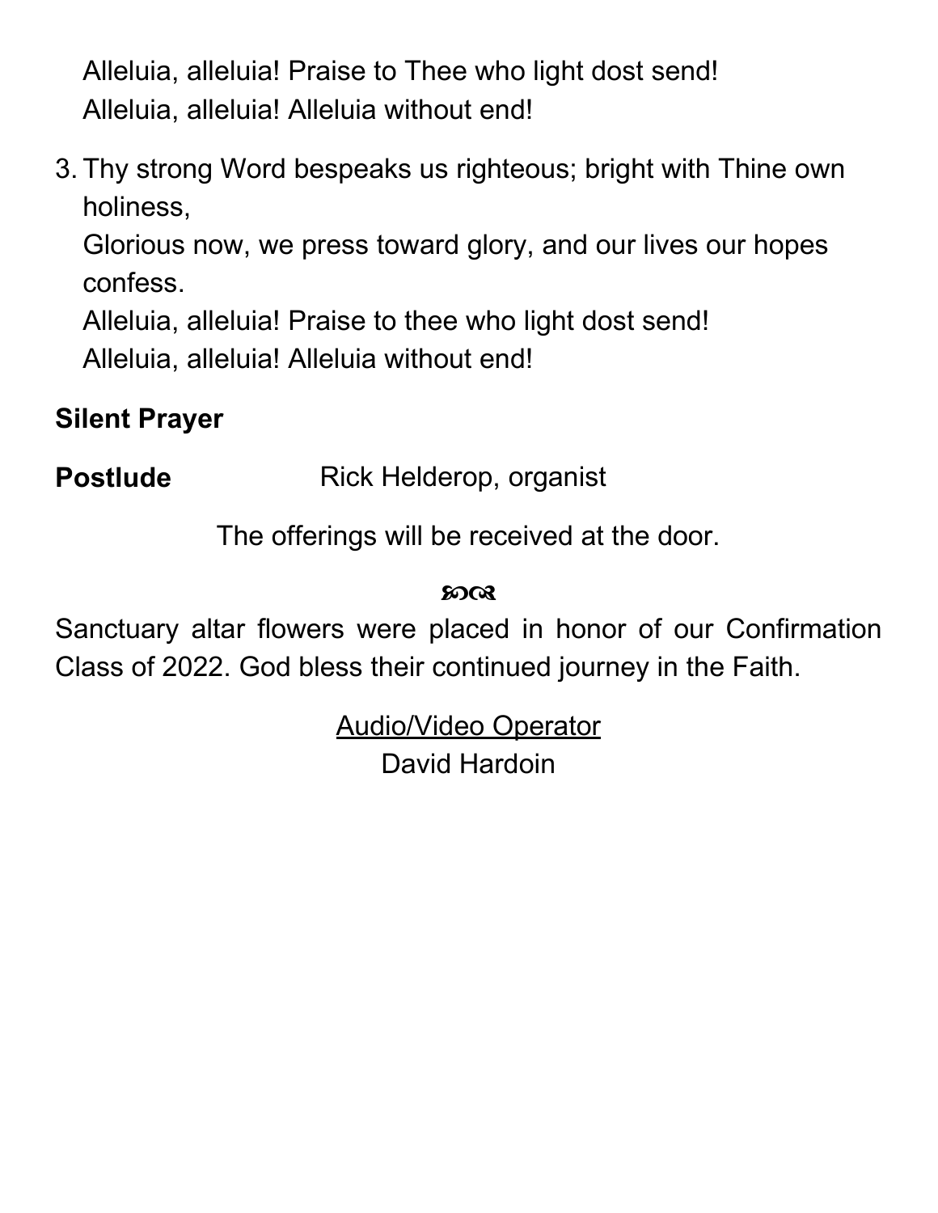Alleluia, alleluia! Praise to Thee who light dost send!
Alleluia, alleluia! Alleluia without end!

3. Thy strong Word bespeaks us righteous; bright with Thine own holiness,
   Glorious now, we press toward glory, and our lives our hopes confess.
   Alleluia, alleluia! Praise to thee who light dost send!
   Alleluia, alleluia! Alleluia without end!

**Silent Prayer**

**Postlude** Rick Helderop, organist

The offerings will be received at the door.

ꕥ

Sanctuary altar flowers were placed in honor of our Confirmation Class of 2022. God bless their continued journey in the Faith.

Audio/Video Operator
David Hardoin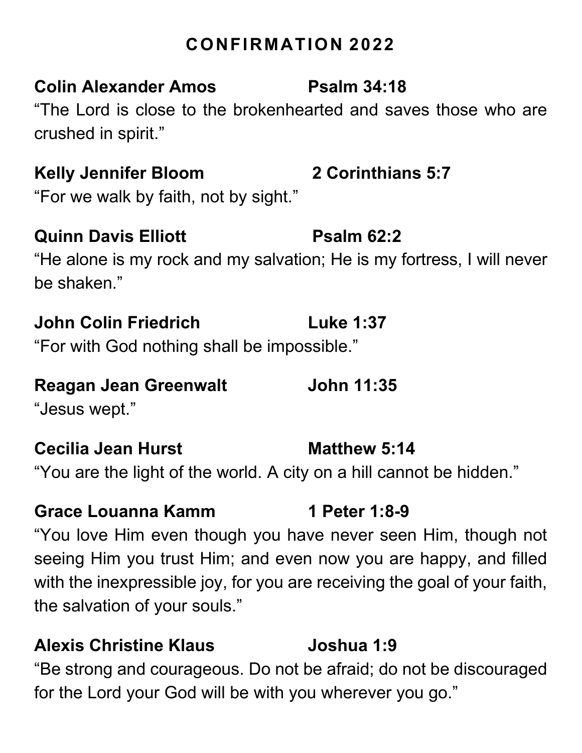## CONFIRMATION 2022

**Colin Alexander Amos** **Psalm 34:18**

"The Lord is close to the brokenhearted and saves those who are crushed in spirit."

**Kelly Jennifer Bloom** **2 Corinthians 5:7**

"For we walk by faith, not by sight."

**Quinn Davis Elliott** **Psalm 62:2**

"He alone is my rock and my salvation; He is my fortress, I will never be shaken."

**John Colin Friedrich** **Luke 1:37**

"For with God nothing shall be impossible."

**Reagan Jean Greenwalt** **John 11:35**

"Jesus wept."

**Cecilia Jean Hurst** **Matthew 5:14**

"You are the light of the world. A city on a hill cannot be hidden."

**Grace Louanna Kamm** **1 Peter 1:8-9**

"You love Him even though you have never seen Him, though not seeing Him you trust Him; and even now you are happy, and filled with the inexpressible joy, for you are receiving the goal of your faith, the salvation of your souls."

**Alexis Christine Klaus** **Joshua 1:9**

"Be strong and courageous. Do not be afraid; do not be discouraged for the Lord your God will be with you wherever you go."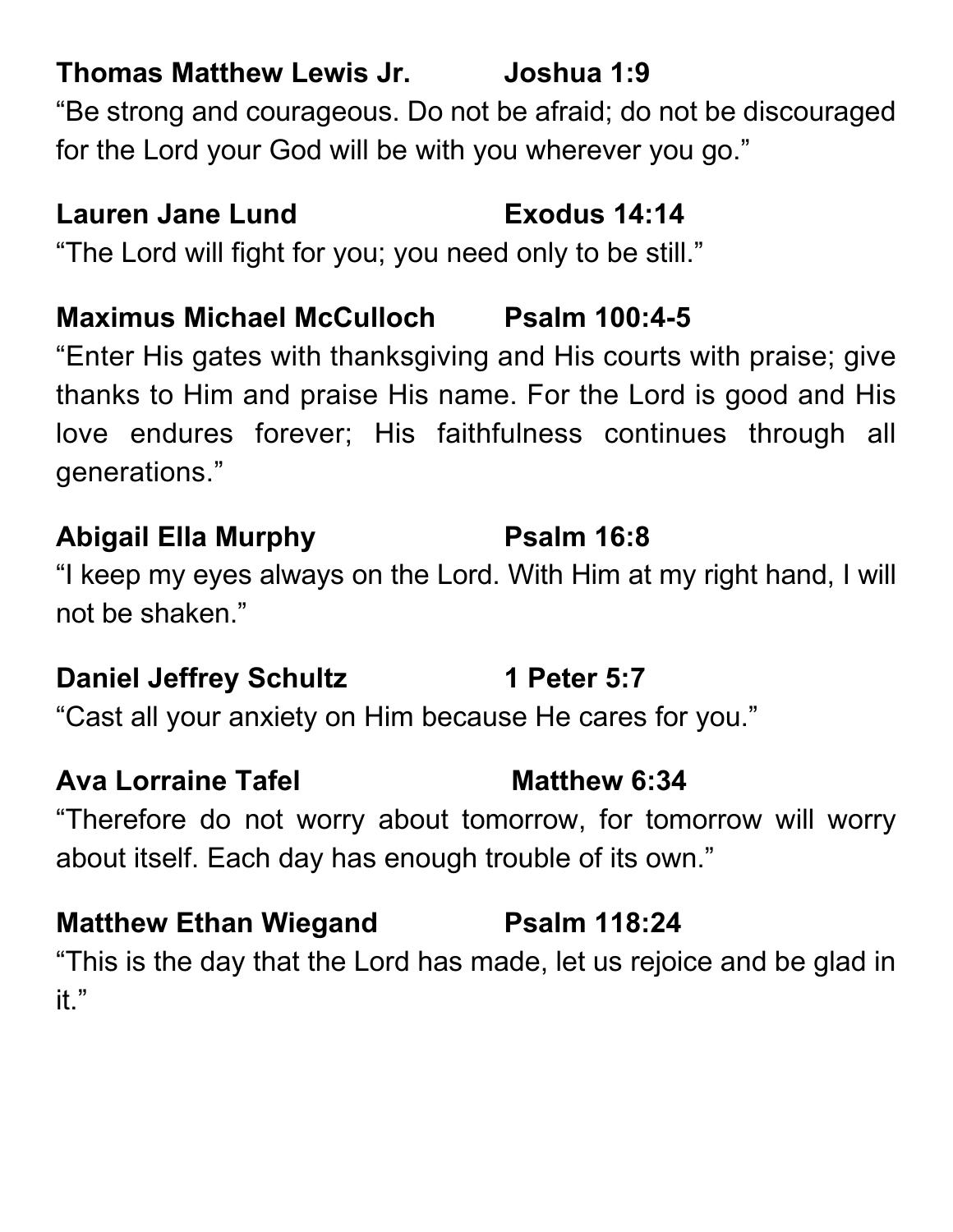**Thomas Matthew Lewis Jr.** **Joshua 1:9**

"Be strong and courageous. Do not be afraid; do not be discouraged for the Lord your God will be with you wherever you go."

**Lauren Jane Lund** **Exodus 14:14**

"The Lord will fight for you; you need only to be still."

**Maximus Michael McCulloch** **Psalm 100:4-5**

"Enter His gates with thanksgiving and His courts with praise; give thanks to Him and praise His name. For the Lord is good and His love endures forever; His faithfulness continues through all generations."

**Abigail Ella Murphy** **Psalm 16:8**

"I keep my eyes always on the Lord. With Him at my right hand, I will not be shaken."

**Daniel Jeffrey Schultz** **1 Peter 5:7**

"Cast all your anxiety on Him because He cares for you."

**Ava Lorraine Tafel** **Matthew 6:34**

"Therefore do not worry about tomorrow, for tomorrow will worry about itself. Each day has enough trouble of its own."

**Matthew Ethan Wiegand** **Psalm 118:24**

"This is the day that the Lord has made, let us rejoice and be glad in it."